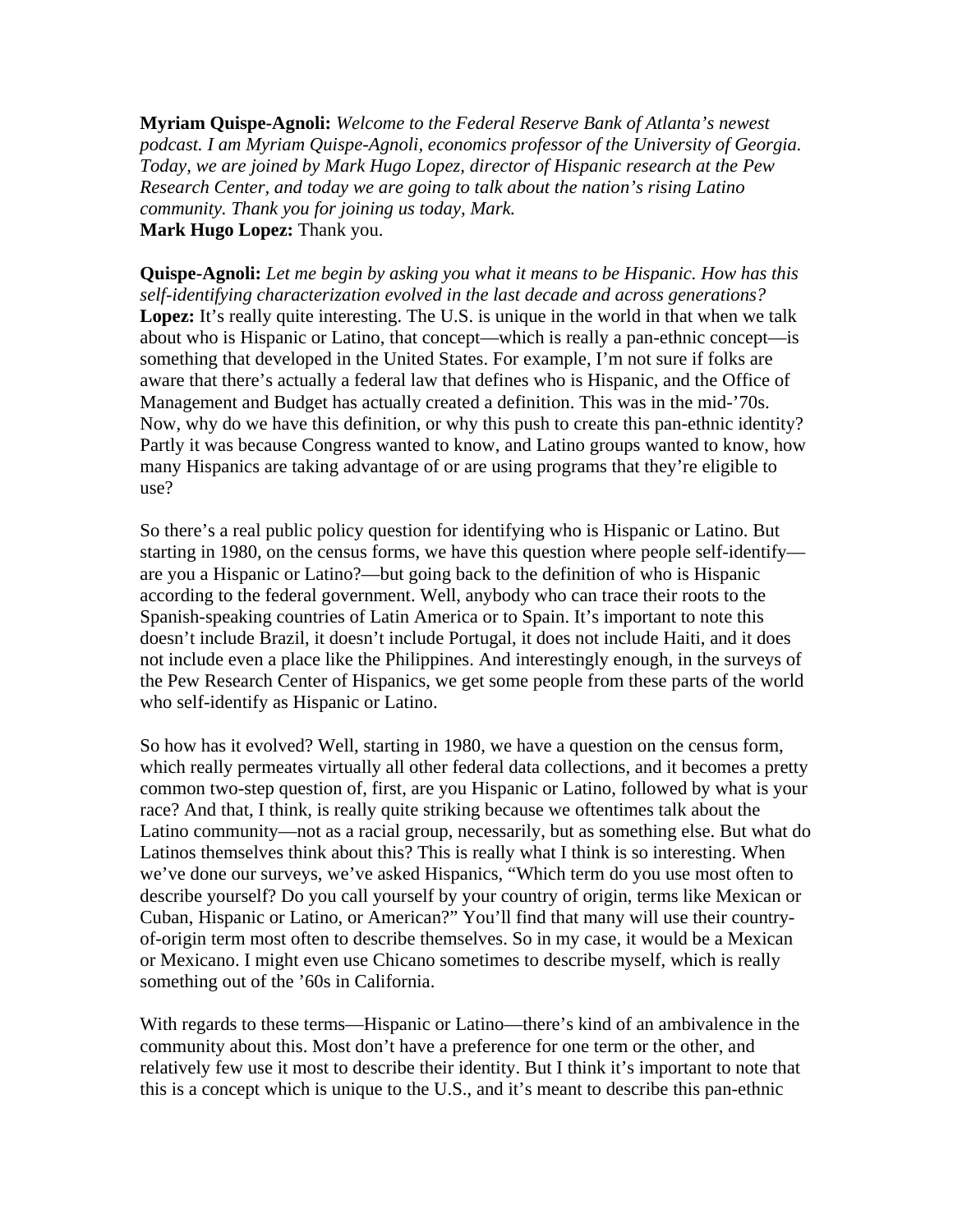**Myriam Quispe-Agnoli:** *Welcome to the Federal Reserve Bank of Atlanta's newest podcast. I am Myriam Quispe-Agnoli, economics professor of the University of Georgia. Today, we are joined by Mark Hugo Lopez, director of Hispanic research at the Pew Research Center, and today we are going to talk about the nation's rising Latino community. Thank you for joining us today, Mark.*
**Mark Hugo Lopez:** Thank you.

**Quispe-Agnoli:** *Let me begin by asking you what it means to be Hispanic. How has this self-identifying characterization evolved in the last decade and across generations?*
**Lopez:** It's really quite interesting. The U.S. is unique in the world in that when we talk about who is Hispanic or Latino, that concept—which is really a pan-ethnic concept—is something that developed in the United States. For example, I'm not sure if folks are aware that there's actually a federal law that defines who is Hispanic, and the Office of Management and Budget has actually created a definition. This was in the mid-'70s. Now, why do we have this definition, or why this push to create this pan-ethnic identity? Partly it was because Congress wanted to know, and Latino groups wanted to know, how many Hispanics are taking advantage of or are using programs that they're eligible to use?

So there's a real public policy question for identifying who is Hispanic or Latino. But starting in 1980, on the census forms, we have this question where people self-identify—are you a Hispanic or Latino?—but going back to the definition of who is Hispanic according to the federal government. Well, anybody who can trace their roots to the Spanish-speaking countries of Latin America or to Spain. It's important to note this doesn't include Brazil, it doesn't include Portugal, it does not include Haiti, and it does not include even a place like the Philippines. And interestingly enough, in the surveys of the Pew Research Center of Hispanics, we get some people from these parts of the world who self-identify as Hispanic or Latino.

So how has it evolved? Well, starting in 1980, we have a question on the census form, which really permeates virtually all other federal data collections, and it becomes a pretty common two-step question of, first, are you Hispanic or Latino, followed by what is your race? And that, I think, is really quite striking because we oftentimes talk about the Latino community—not as a racial group, necessarily, but as something else. But what do Latinos themselves think about this? This is really what I think is so interesting. When we've done our surveys, we've asked Hispanics, "Which term do you use most often to describe yourself? Do you call yourself by your country of origin, terms like Mexican or Cuban, Hispanic or Latino, or American?" You'll find that many will use their country-of-origin term most often to describe themselves. So in my case, it would be a Mexican or Mexicano. I might even use Chicano sometimes to describe myself, which is really something out of the '60s in California.

With regards to these terms—Hispanic or Latino—there's kind of an ambivalence in the community about this. Most don't have a preference for one term or the other, and relatively few use it most to describe their identity. But I think it's important to note that this is a concept which is unique to the U.S., and it's meant to describe this pan-ethnic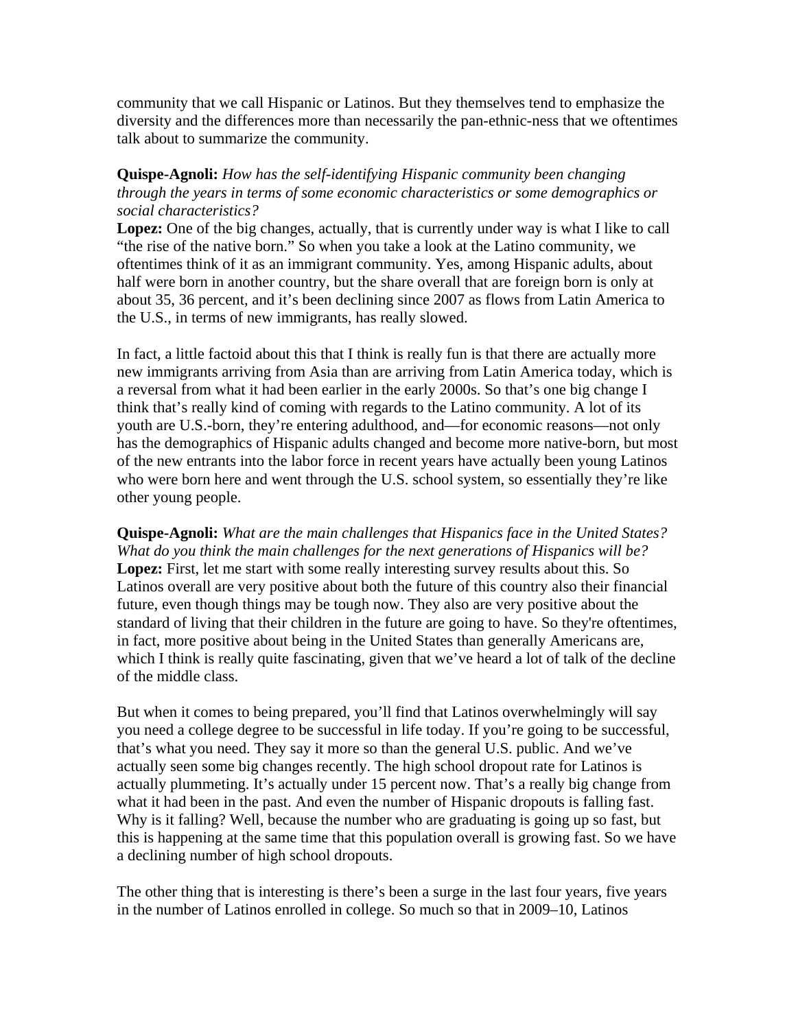community that we call Hispanic or Latinos. But they themselves tend to emphasize the diversity and the differences more than necessarily the pan-ethnic-ness that we oftentimes talk about to summarize the community.

**Quispe-Agnoli:** *How has the self-identifying Hispanic community been changing through the years in terms of some economic characteristics or some demographics or social characteristics?*

**Lopez:** One of the big changes, actually, that is currently under way is what I like to call "the rise of the native born." So when you take a look at the Latino community, we oftentimes think of it as an immigrant community. Yes, among Hispanic adults, about half were born in another country, but the share overall that are foreign born is only at about 35, 36 percent, and it's been declining since 2007 as flows from Latin America to the U.S., in terms of new immigrants, has really slowed.

In fact, a little factoid about this that I think is really fun is that there are actually more new immigrants arriving from Asia than are arriving from Latin America today, which is a reversal from what it had been earlier in the early 2000s. So that's one big change I think that's really kind of coming with regards to the Latino community. A lot of its youth are U.S.-born, they're entering adulthood, and—for economic reasons—not only has the demographics of Hispanic adults changed and become more native-born, but most of the new entrants into the labor force in recent years have actually been young Latinos who were born here and went through the U.S. school system, so essentially they're like other young people.

**Quispe-Agnoli:** *What are the main challenges that Hispanics face in the United States? What do you think the main challenges for the next generations of Hispanics will be?*

**Lopez:** First, let me start with some really interesting survey results about this. So Latinos overall are very positive about both the future of this country also their financial future, even though things may be tough now. They also are very positive about the standard of living that their children in the future are going to have. So they're oftentimes, in fact, more positive about being in the United States than generally Americans are, which I think is really quite fascinating, given that we've heard a lot of talk of the decline of the middle class.

But when it comes to being prepared, you'll find that Latinos overwhelmingly will say you need a college degree to be successful in life today. If you're going to be successful, that's what you need. They say it more so than the general U.S. public. And we've actually seen some big changes recently. The high school dropout rate for Latinos is actually plummeting. It's actually under 15 percent now. That's a really big change from what it had been in the past. And even the number of Hispanic dropouts is falling fast. Why is it falling? Well, because the number who are graduating is going up so fast, but this is happening at the same time that this population overall is growing fast. So we have a declining number of high school dropouts.

The other thing that is interesting is there's been a surge in the last four years, five years in the number of Latinos enrolled in college. So much so that in 2009–10, Latinos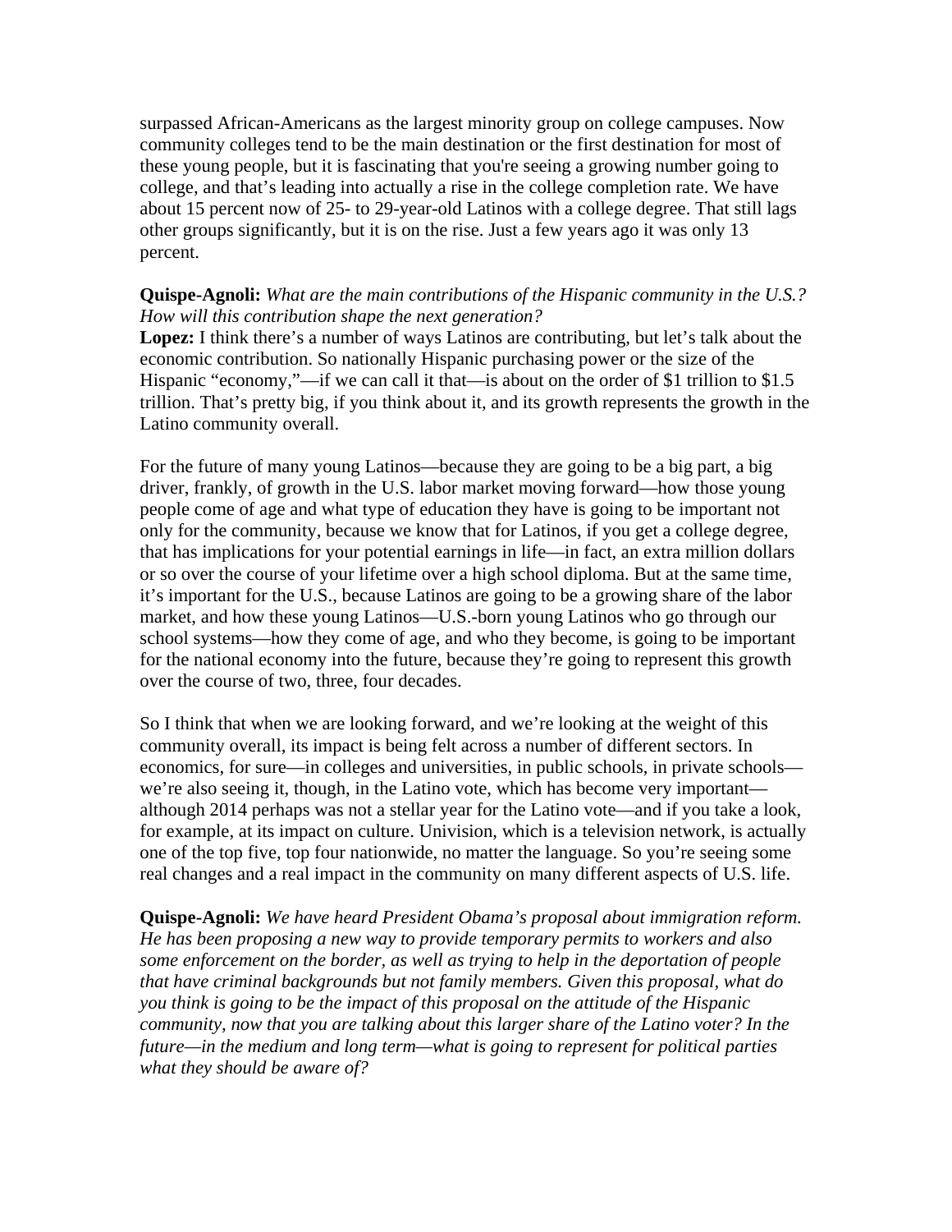surpassed African-Americans as the largest minority group on college campuses. Now community colleges tend to be the main destination or the first destination for most of these young people, but it is fascinating that you're seeing a growing number going to college, and that's leading into actually a rise in the college completion rate. We have about 15 percent now of 25- to 29-year-old Latinos with a college degree. That still lags other groups significantly, but it is on the rise. Just a few years ago it was only 13 percent.

**Quispe-Agnoli:** *What are the main contributions of the Hispanic community in the U.S.? How will this contribution shape the next generation?*
**Lopez:** I think there's a number of ways Latinos are contributing, but let's talk about the economic contribution. So nationally Hispanic purchasing power or the size of the Hispanic "economy,"—if we can call it that—is about on the order of $1 trillion to $1.5 trillion. That's pretty big, if you think about it, and its growth represents the growth in the Latino community overall.

For the future of many young Latinos—because they are going to be a big part, a big driver, frankly, of growth in the U.S. labor market moving forward—how those young people come of age and what type of education they have is going to be important not only for the community, because we know that for Latinos, if you get a college degree, that has implications for your potential earnings in life—in fact, an extra million dollars or so over the course of your lifetime over a high school diploma. But at the same time, it's important for the U.S., because Latinos are going to be a growing share of the labor market, and how these young Latinos—U.S.-born young Latinos who go through our school systems—how they come of age, and who they become, is going to be important for the national economy into the future, because they're going to represent this growth over the course of two, three, four decades.

So I think that when we are looking forward, and we're looking at the weight of this community overall, its impact is being felt across a number of different sectors. In economics, for sure—in colleges and universities, in public schools, in private schools—we're also seeing it, though, in the Latino vote, which has become very important—although 2014 perhaps was not a stellar year for the Latino vote—and if you take a look, for example, at its impact on culture. Univision, which is a television network, is actually one of the top five, top four nationwide, no matter the language. So you're seeing some real changes and a real impact in the community on many different aspects of U.S. life.

**Quispe-Agnoli:** *We have heard President Obama's proposal about immigration reform. He has been proposing a new way to provide temporary permits to workers and also some enforcement on the border, as well as trying to help in the deportation of people that have criminal backgrounds but not family members. Given this proposal, what do you think is going to be the impact of this proposal on the attitude of the Hispanic community, now that you are talking about this larger share of the Latino voter? In the future—in the medium and long term—what is going to represent for political parties what they should be aware of?*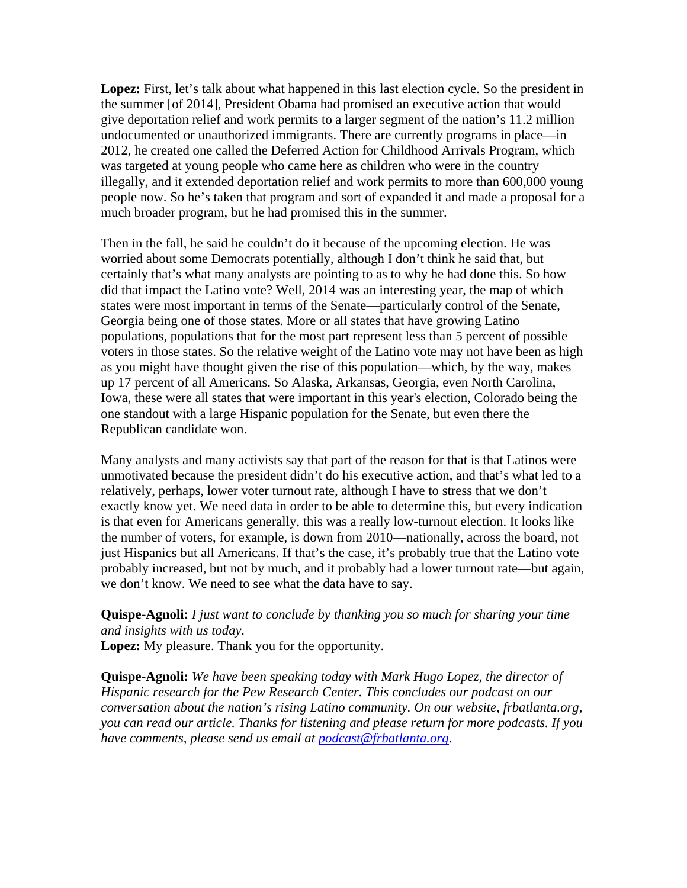**Lopez:** First, let's talk about what happened in this last election cycle. So the president in the summer [of 2014], President Obama had promised an executive action that would give deportation relief and work permits to a larger segment of the nation's 11.2 million undocumented or unauthorized immigrants. There are currently programs in place—in 2012, he created one called the Deferred Action for Childhood Arrivals Program, which was targeted at young people who came here as children who were in the country illegally, and it extended deportation relief and work permits to more than 600,000 young people now. So he's taken that program and sort of expanded it and made a proposal for a much broader program, but he had promised this in the summer.

Then in the fall, he said he couldn't do it because of the upcoming election. He was worried about some Democrats potentially, although I don't think he said that, but certainly that's what many analysts are pointing to as to why he had done this. So how did that impact the Latino vote? Well, 2014 was an interesting year, the map of which states were most important in terms of the Senate—particularly control of the Senate, Georgia being one of those states. More or all states that have growing Latino populations, populations that for the most part represent less than 5 percent of possible voters in those states. So the relative weight of the Latino vote may not have been as high as you might have thought given the rise of this population—which, by the way, makes up 17 percent of all Americans. So Alaska, Arkansas, Georgia, even North Carolina, Iowa, these were all states that were important in this year's election, Colorado being the one standout with a large Hispanic population for the Senate, but even there the Republican candidate won.

Many analysts and many activists say that part of the reason for that is that Latinos were unmotivated because the president didn't do his executive action, and that's what led to a relatively, perhaps, lower voter turnout rate, although I have to stress that we don't exactly know yet. We need data in order to be able to determine this, but every indication is that even for Americans generally, this was a really low-turnout election. It looks like the number of voters, for example, is down from 2010—nationally, across the board, not just Hispanics but all Americans. If that's the case, it's probably true that the Latino vote probably increased, but not by much, and it probably had a lower turnout rate—but again, we don't know. We need to see what the data have to say.

**Quispe-Agnoli:** *I just want to conclude by thanking you so much for sharing your time and insights with us today.*
**Lopez:** My pleasure. Thank you for the opportunity.

**Quispe-Agnoli:** *We have been speaking today with Mark Hugo Lopez, the director of Hispanic research for the Pew Research Center. This concludes our podcast on our conversation about the nation's rising Latino community. On our website, frbatlanta.org, you can read our article. Thanks for listening and please return for more podcasts. If you have comments, please send us email at podcast@frbatlanta.org.*